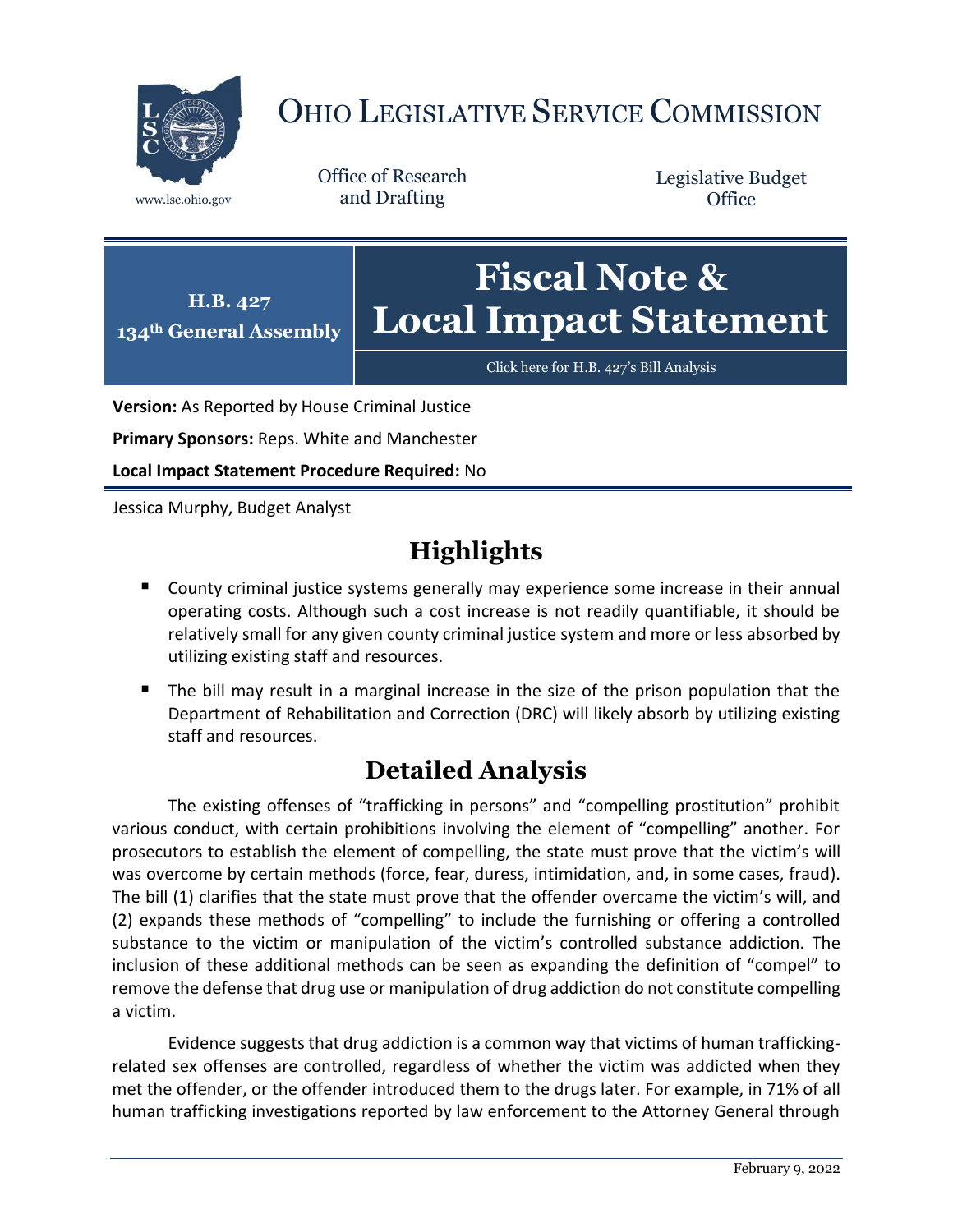# OHIO LEGISLATIVE SERVICE COMMISSION

www.lsc.ohio.gov

Office of Research and Drafting

Legislative Budget Office

**H.B. 427**
**134th General Assembly**

# Fiscal Note & Local Impact Statement

Click here for H.B. 427's Bill Analysis

**Version:** As Reported by House Criminal Justice

**Primary Sponsors:** Reps. White and Manchester

**Local Impact Statement Procedure Required:** No

Jessica Murphy, Budget Analyst

## Highlights

- County criminal justice systems generally may experience some increase in their annual operating costs. Although such a cost increase is not readily quantifiable, it should be relatively small for any given county criminal justice system and more or less absorbed by utilizing existing staff and resources.
- The bill may result in a marginal increase in the size of the prison population that the Department of Rehabilitation and Correction (DRC) will likely absorb by utilizing existing staff and resources.

## Detailed Analysis

The existing offenses of "trafficking in persons" and "compelling prostitution" prohibit various conduct, with certain prohibitions involving the element of "compelling" another. For prosecutors to establish the element of compelling, the state must prove that the victim's will was overcome by certain methods (force, fear, duress, intimidation, and, in some cases, fraud). The bill (1) clarifies that the state must prove that the offender overcame the victim's will, and (2) expands these methods of "compelling" to include the furnishing or offering a controlled substance to the victim or manipulation of the victim's controlled substance addiction. The inclusion of these additional methods can be seen as expanding the definition of "compel" to remove the defense that drug use or manipulation of drug addiction do not constitute compelling a victim.

Evidence suggests that drug addiction is a common way that victims of human trafficking-related sex offenses are controlled, regardless of whether the victim was addicted when they met the offender, or the offender introduced them to the drugs later. For example, in 71% of all human trafficking investigations reported by law enforcement to the Attorney General through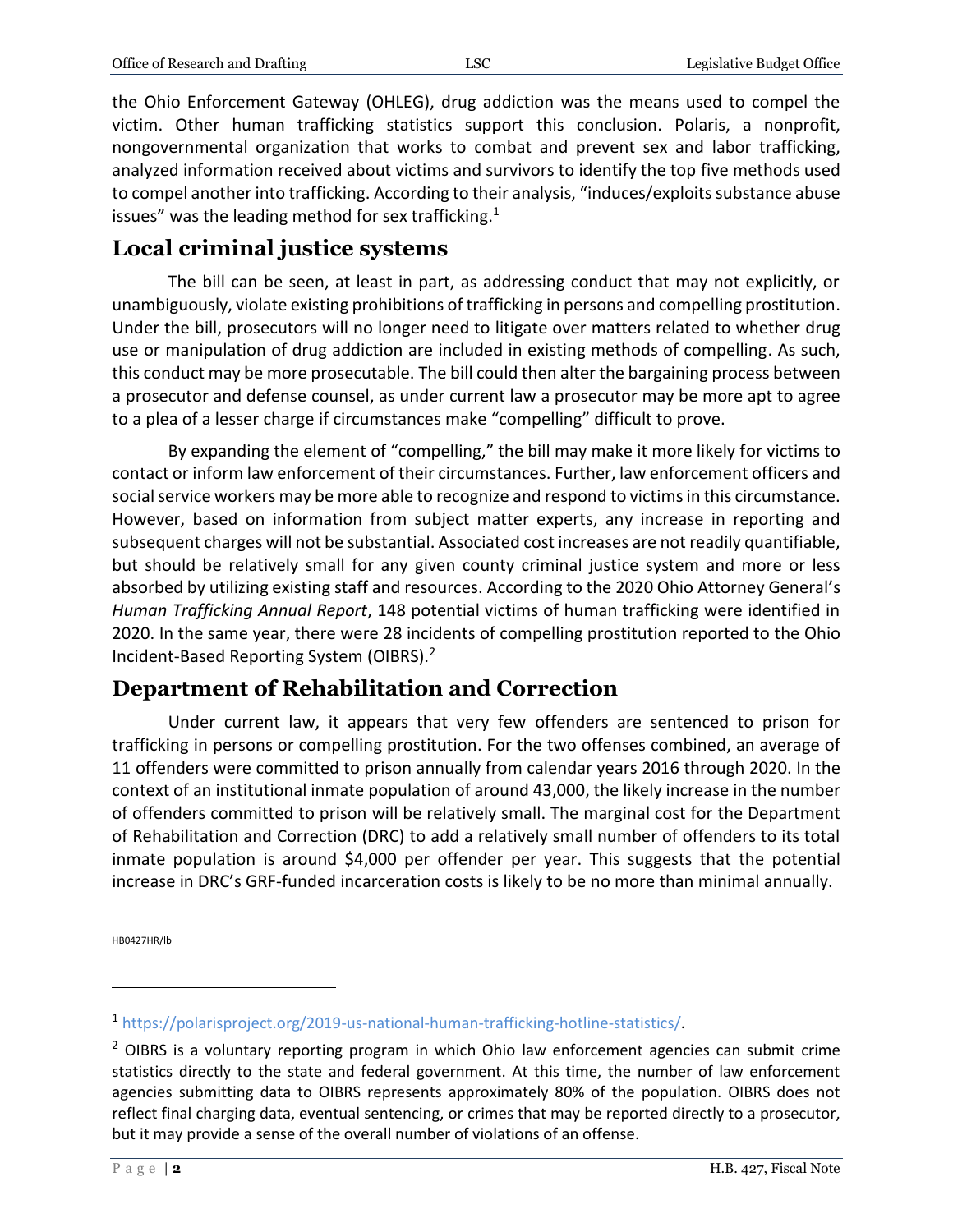the Ohio Enforcement Gateway (OHLEG), drug addiction was the means used to compel the victim. Other human trafficking statistics support this conclusion. Polaris, a nonprofit, nongovernmental organization that works to combat and prevent sex and labor trafficking, analyzed information received about victims and survivors to identify the top five methods used to compel another into trafficking. According to their analysis, "induces/exploits substance abuse issues" was the leading method for sex trafficking.[1]

## Local criminal justice systems

The bill can be seen, at least in part, as addressing conduct that may not explicitly, or unambiguously, violate existing prohibitions of trafficking in persons and compelling prostitution. Under the bill, prosecutors will no longer need to litigate over matters related to whether drug use or manipulation of drug addiction are included in existing methods of compelling. As such, this conduct may be more prosecutable. The bill could then alter the bargaining process between a prosecutor and defense counsel, as under current law a prosecutor may be more apt to agree to a plea of a lesser charge if circumstances make "compelling" difficult to prove.

By expanding the element of "compelling," the bill may make it more likely for victims to contact or inform law enforcement of their circumstances. Further, law enforcement officers and social service workers may be more able to recognize and respond to victims in this circumstance. However, based on information from subject matter experts, any increase in reporting and subsequent charges will not be substantial. Associated cost increases are not readily quantifiable, but should be relatively small for any given county criminal justice system and more or less absorbed by utilizing existing staff and resources. According to the 2020 Ohio Attorney General's *Human Trafficking Annual Report*, 148 potential victims of human trafficking were identified in 2020. In the same year, there were 28 incidents of compelling prostitution reported to the Ohio Incident-Based Reporting System (OIBRS).[2]

## Department of Rehabilitation and Correction

Under current law, it appears that very few offenders are sentenced to prison for trafficking in persons or compelling prostitution. For the two offenses combined, an average of 11 offenders were committed to prison annually from calendar years 2016 through 2020. In the context of an institutional inmate population of around 43,000, the likely increase in the number of offenders committed to prison will be relatively small. The marginal cost for the Department of Rehabilitation and Correction (DRC) to add a relatively small number of offenders to its total inmate population is around $4,000 per offender per year. This suggests that the potential increase in DRC's GRF-funded incarceration costs is likely to be no more than minimal annually.

HB0427HR/lb

---

[1] https://polarisproject.org/2019-us-national-human-trafficking-hotline-statistics/.

[2] OIBRS is a voluntary reporting program in which Ohio law enforcement agencies can submit crime statistics directly to the state and federal government. At this time, the number of law enforcement agencies submitting data to OIBRS represents approximately 80% of the population. OIBRS does not reflect final charging data, eventual sentencing, or crimes that may be reported directly to a prosecutor, but it may provide a sense of the overall number of violations of an offense.